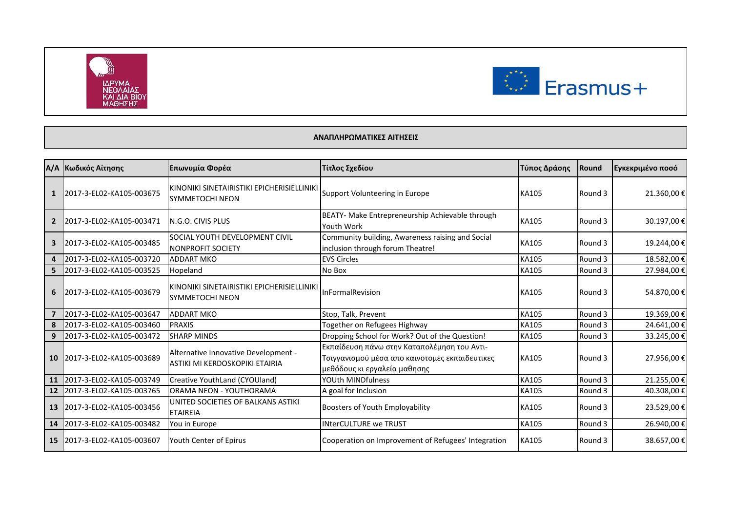**ΑΝΑΠΛΗΡΩΜΑΤΙΚΕΣ ΑΙΤΗΣΕΙΣ**

| Α/Α | Κωδικός Αίτησης | Επωνυμία Φορέα | Τίτλος Σχεδίου | Τύπος Δράσης | Round | Εγκεκριμένο ποσό |
|---|---|---|---|---|---|---|
| 1 | 2017-3-EL02-KA105-003675 | KINONIKI SINETAIRISTIKI EPICHERISIELLINIKI SYMMETOCHI NEON | Support Volunteering in Europe | KA105 | Round 3 | 21.360,00 € |
| 2 | 2017-3-EL02-KA105-003471 | N.G.O. CIVIS PLUS | BEATY- Make Entrepreneurship Achievable through Youth Work | KA105 | Round 3 | 30.197,00 € |
| 3 | 2017-3-EL02-KA105-003485 | SOCIAL YOUTH DEVELOPMENT CIVIL NONPROFIT SOCIETY | Community building, Awareness raising and Social inclusion through forum Theatre! | KA105 | Round 3 | 19.244,00 € |
| 4 | 2017-3-EL02-KA105-003720 | ADDART MKO | EVS Circles | KA105 | Round 3 | 18.582,00 € |
| 5 | 2017-3-EL02-KA105-003525 | Hopeland | No Box | KA105 | Round 3 | 27.984,00 € |
| 6 | 2017-3-EL02-KA105-003679 | KINONIKI SINETAIRISTIKI EPICHERISIELLINIKI SYMMETOCHI NEON | InFormalRevision | KA105 | Round 3 | 54.870,00 € |
| 7 | 2017-3-EL02-KA105-003647 | ADDART MKO | Stop, Talk, Prevent | KA105 | Round 3 | 19.369,00 € |
| 8 | 2017-3-EL02-KA105-003460 | PRAXIS | Together on Refugees Highway | KA105 | Round 3 | 24.641,00 € |
| 9 | 2017-3-EL02-KA105-003472 | SHARP MINDS | Dropping School for Work? Out of the Question! | KA105 | Round 3 | 33.245,00 € |
| 10 | 2017-3-EL02-KA105-003689 | Alternative Innovative Development - ASTIKI MI KERDOSKOPIKI ETAIRIA | Εκπαίδευση πάνω στην Καταπολέμηση του Αντι-Τσιγγανισμού μέσα απο καινοτομες εκπαιδευτικες μεθόδους κι εργαλεία μαθησης | KA105 | Round 3 | 27.956,00 € |
| 11 | 2017-3-EL02-KA105-003749 | Creative YouthLand (CYOUland) | YOUth MINDfulness | KA105 | Round 3 | 21.255,00 € |
| 12 | 2017-3-EL02-KA105-003765 | ORAMA NEON - YOUTHORAMA | A goal for Inclusion | KA105 | Round 3 | 40.308,00 € |
| 13 | 2017-3-EL02-KA105-003456 | UNITED SOCIETIES OF BALKANS ASTIKI ETAIREIA | Boosters of Youth Employability | KA105 | Round 3 | 23.529,00 € |
| 14 | 2017-3-EL02-KA105-003482 | You in Europe | INterCULTURE we TRUST | KA105 | Round 3 | 26.940,00 € |
| 15 | 2017-3-EL02-KA105-003607 | Youth Center of Epirus | Cooperation on Improvement of Refugees' Integration | KA105 | Round 3 | 38.657,00 € |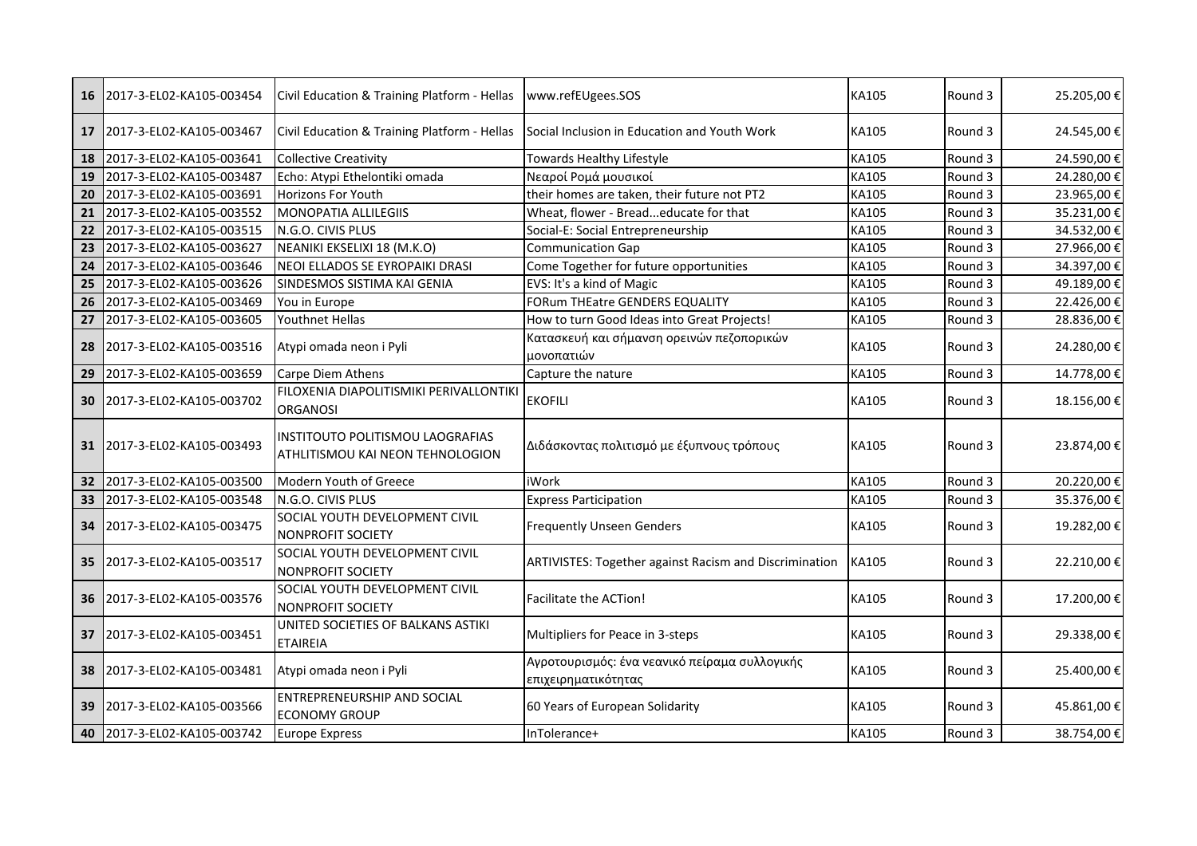| 16 | 2017-3-EL02-KA105-003454 | Civil Education & Training Platform - Hellas | www.refEUgees.SOS | KA105 | Round 3 | 25.205,00 € |
|---|---|---|---|---|---|---|
| 17 | 2017-3-EL02-KA105-003467 | Civil Education & Training Platform - Hellas | Social Inclusion in Education and Youth Work | KA105 | Round 3 | 24.545,00 € |
| 18 | 2017-3-EL02-KA105-003641 | Collective Creativity | Towards Healthy Lifestyle | KA105 | Round 3 | 24.590,00 € |
| 19 | 2017-3-EL02-KA105-003487 | Echo: Atypi Ethelontiki omada | Νεαροί Ρομά μουσικοί | KA105 | Round 3 | 24.280,00 € |
| 20 | 2017-3-EL02-KA105-003691 | Horizons For Youth | their homes are taken, their future not PT2 | KA105 | Round 3 | 23.965,00 € |
| 21 | 2017-3-EL02-KA105-003552 | MONOPATIA ALLILEGIIS | Wheat, flower - Bread...educate for that | KA105 | Round 3 | 35.231,00 € |
| 22 | 2017-3-EL02-KA105-003515 | N.G.O. CIVIS PLUS | Social-E: Social Entrepreneurship | KA105 | Round 3 | 34.532,00 € |
| 23 | 2017-3-EL02-KA105-003627 | NEANIKI EKSELIXI 18 (M.K.O) | Communication Gap | KA105 | Round 3 | 27.966,00 € |
| 24 | 2017-3-EL02-KA105-003646 | NEOI ELLADOS SE EYROPAIKI DRASI | Come Together for future opportunities | KA105 | Round 3 | 34.397,00 € |
| 25 | 2017-3-EL02-KA105-003626 | SINDESMOS SISTIMA KAI GENIA | EVS: It's a kind of Magic | KA105 | Round 3 | 49.189,00 € |
| 26 | 2017-3-EL02-KA105-003469 | You in Europe | FORum THEatre GENDERS EQUALITY | KA105 | Round 3 | 22.426,00 € |
| 27 | 2017-3-EL02-KA105-003605 | Youthnet Hellas | How to turn Good Ideas into Great Projects! | KA105 | Round 3 | 28.836,00 € |
| 28 | 2017-3-EL02-KA105-003516 | Atypi omada neon i Pyli | Κατασκευή και σήμανση ορεινών πεζοπορικών μονοπατιών | KA105 | Round 3 | 24.280,00 € |
| 29 | 2017-3-EL02-KA105-003659 | Carpe Diem Athens | Capture the nature | KA105 | Round 3 | 14.778,00 € |
| 30 | 2017-3-EL02-KA105-003702 | FILOXENIA DIAPOLITISMIKI PERIVALLONTIKI ORGANOSI | EKOFILI | KA105 | Round 3 | 18.156,00 € |
| 31 | 2017-3-EL02-KA105-003493 | INSTITOUTO POLITISMOU LAOGRAFIAS ATHLITISMOU KAI NEON TEHNOLOGION | Διδάσκοντας πολιτισμό με έξυπνους τρόπους | KA105 | Round 3 | 23.874,00 € |
| 32 | 2017-3-EL02-KA105-003500 | Modern Youth of Greece | iWork | KA105 | Round 3 | 20.220,00 € |
| 33 | 2017-3-EL02-KA105-003548 | N.G.O. CIVIS PLUS | Express Participation | KA105 | Round 3 | 35.376,00 € |
| 34 | 2017-3-EL02-KA105-003475 | SOCIAL YOUTH DEVELOPMENT CIVIL NONPROFIT SOCIETY | Frequently Unseen Genders | KA105 | Round 3 | 19.282,00 € |
| 35 | 2017-3-EL02-KA105-003517 | SOCIAL YOUTH DEVELOPMENT CIVIL NONPROFIT SOCIETY | ARTIVISTES: Together against Racism and Discrimination | KA105 | Round 3 | 22.210,00 € |
| 36 | 2017-3-EL02-KA105-003576 | SOCIAL YOUTH DEVELOPMENT CIVIL NONPROFIT SOCIETY | Facilitate the ACTion! | KA105 | Round 3 | 17.200,00 € |
| 37 | 2017-3-EL02-KA105-003451 | UNITED SOCIETIES OF BALKANS ASTIKI ETAIREIA | Multipliers for Peace in 3-steps | KA105 | Round 3 | 29.338,00 € |
| 38 | 2017-3-EL02-KA105-003481 | Atypi omada neon i Pyli | Αγροτουρισμός: ένα νεανικό πείραμα συλλογικής επιχειρηματικότητας | KA105 | Round 3 | 25.400,00 € |
| 39 | 2017-3-EL02-KA105-003566 | ENTREPRENEURSHIP AND SOCIAL ECONOMY GROUP | 60 Years of European Solidarity | KA105 | Round 3 | 45.861,00 € |
| 40 | 2017-3-EL02-KA105-003742 | Europe Express | InTolerance+ | KA105 | Round 3 | 38.754,00 € |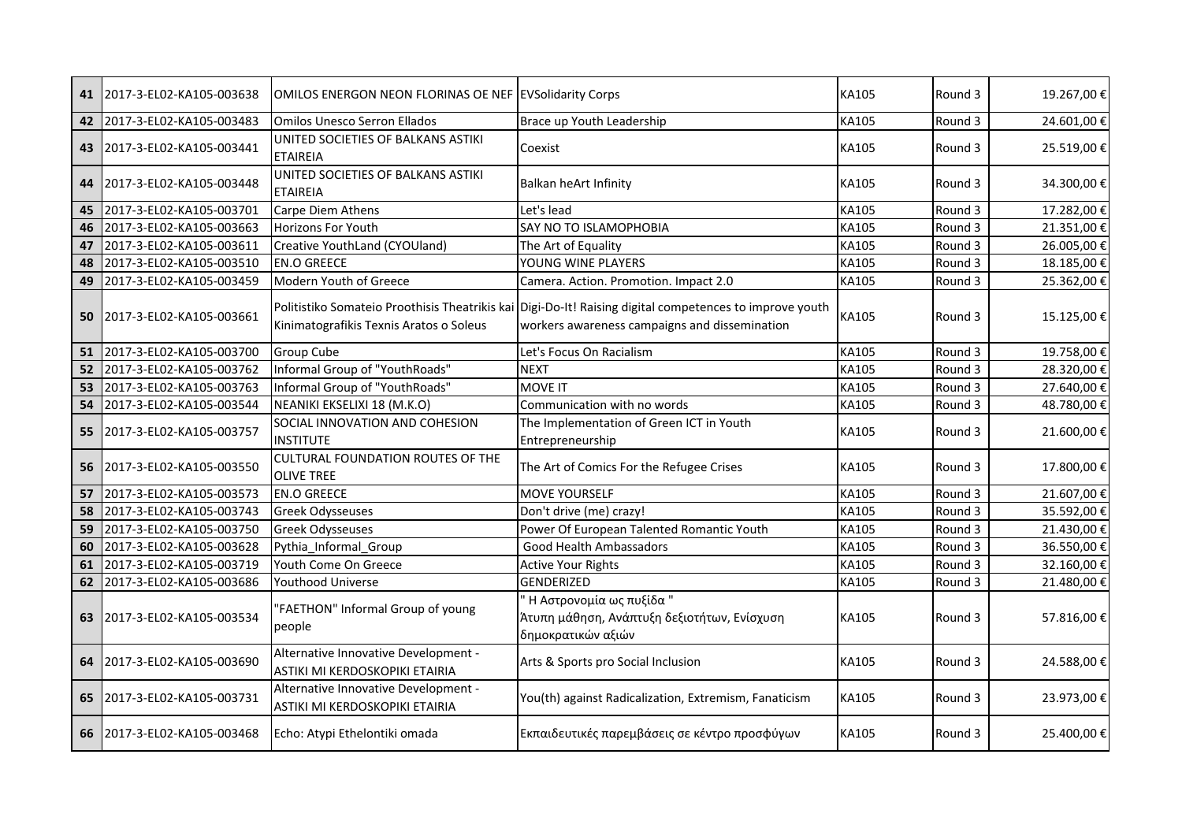| 41 | 2017-3-EL02-KA105-003638 | OMILOS ENERGON NEON FLORINAS OE NEF | EVSolidarity Corps | KA105 | Round 3 | 19.267,00 € |
|---|---|---|---|---|---|---|
| 42 | 2017-3-EL02-KA105-003483 | Omilos Unesco Serron Ellados | Brace up Youth Leadership | KA105 | Round 3 | 24.601,00 € |
| 43 | 2017-3-EL02-KA105-003441 | UNITED SOCIETIES OF BALKANS ASTIKI ETAIREIA | Coexist | KA105 | Round 3 | 25.519,00 € |
| 44 | 2017-3-EL02-KA105-003448 | UNITED SOCIETIES OF BALKANS ASTIKI ETAIREIA | Balkan heArt Infinity | KA105 | Round 3 | 34.300,00 € |
| 45 | 2017-3-EL02-KA105-003701 | Carpe Diem Athens | Let's lead | KA105 | Round 3 | 17.282,00 € |
| 46 | 2017-3-EL02-KA105-003663 | Horizons For Youth | SAY NO TO ISLAMOPHOBIA | KA105 | Round 3 | 21.351,00 € |
| 47 | 2017-3-EL02-KA105-003611 | Creative YouthLand (CYOUland) | The Art of Equality | KA105 | Round 3 | 26.005,00 € |
| 48 | 2017-3-EL02-KA105-003510 | EN.O GREECE | YOUNG WINE PLAYERS | KA105 | Round 3 | 18.185,00 € |
| 49 | 2017-3-EL02-KA105-003459 | Modern Youth of Greece | Camera. Action. Promotion. Impact 2.0 | KA105 | Round 3 | 25.362,00 € |
| 50 | 2017-3-EL02-KA105-003661 | Politistiko Somateio Proothisis Theatrikis kai Kinimatografikis Texnis Aratos o Soleus | Digi-Do-It! Raising digital competences to improve youth workers awareness campaigns and dissemination | KA105 | Round 3 | 15.125,00 € |
| 51 | 2017-3-EL02-KA105-003700 | Group Cube | Let's Focus On Racialism | KA105 | Round 3 | 19.758,00 € |
| 52 | 2017-3-EL02-KA105-003762 | Informal Group of "YouthRoads" | NEXT | KA105 | Round 3 | 28.320,00 € |
| 53 | 2017-3-EL02-KA105-003763 | Informal Group of "YouthRoads" | MOVE IT | KA105 | Round 3 | 27.640,00 € |
| 54 | 2017-3-EL02-KA105-003544 | NEANIKI EKSELIXI 18 (M.K.O) | Communication with no words | KA105 | Round 3 | 48.780,00 € |
| 55 | 2017-3-EL02-KA105-003757 | SOCIAL INNOVATION AND COHESION INSTITUTE | The Implementation of Green ICT in Youth Entrepreneurship | KA105 | Round 3 | 21.600,00 € |
| 56 | 2017-3-EL02-KA105-003550 | CULTURAL FOUNDATION ROUTES OF THE OLIVE TREE | The Art of Comics For the Refugee Crises | KA105 | Round 3 | 17.800,00 € |
| 57 | 2017-3-EL02-KA105-003573 | EN.O GREECE | MOVE YOURSELF | KA105 | Round 3 | 21.607,00 € |
| 58 | 2017-3-EL02-KA105-003743 | Greek Odysseuses | Don't drive (me) crazy! | KA105 | Round 3 | 35.592,00 € |
| 59 | 2017-3-EL02-KA105-003750 | Greek Odysseuses | Power Of European Talented Romantic Youth | KA105 | Round 3 | 21.430,00 € |
| 60 | 2017-3-EL02-KA105-003628 | Pythia_Informal_Group | Good Health Ambassadors | KA105 | Round 3 | 36.550,00 € |
| 61 | 2017-3-EL02-KA105-003719 | Youth Come On Greece | Active Your Rights | KA105 | Round 3 | 32.160,00 € |
| 62 | 2017-3-EL02-KA105-003686 | Youthood Universe | GENDERIZED | KA105 | Round 3 | 21.480,00 € |
| 63 | 2017-3-EL02-KA105-003534 | "FAETHON" Informal Group of young people | " Η Αστρονομία ως πυξίδα " Άτυπη μάθηση, Ανάπτυξη δεξιοτήτων, Ενίσχυση δημοκρατικών αξιών | KA105 | Round 3 | 57.816,00 € |
| 64 | 2017-3-EL02-KA105-003690 | Alternative Innovative Development - ASTIKI MI KERDOSKOPIKI ETAIRIA | Arts & Sports pro Social Inclusion | KA105 | Round 3 | 24.588,00 € |
| 65 | 2017-3-EL02-KA105-003731 | Alternative Innovative Development - ASTIKI MI KERDOSKOPIKI ETAIRIA | You(th) against Radicalization, Extremism, Fanaticism | KA105 | Round 3 | 23.973,00 € |
| 66 | 2017-3-EL02-KA105-003468 | Echo: Atypi Ethelontiki omada | Εκπαιδευτικές παρεμβάσεις σε κέντρο προσφύγων | KA105 | Round 3 | 25.400,00 € |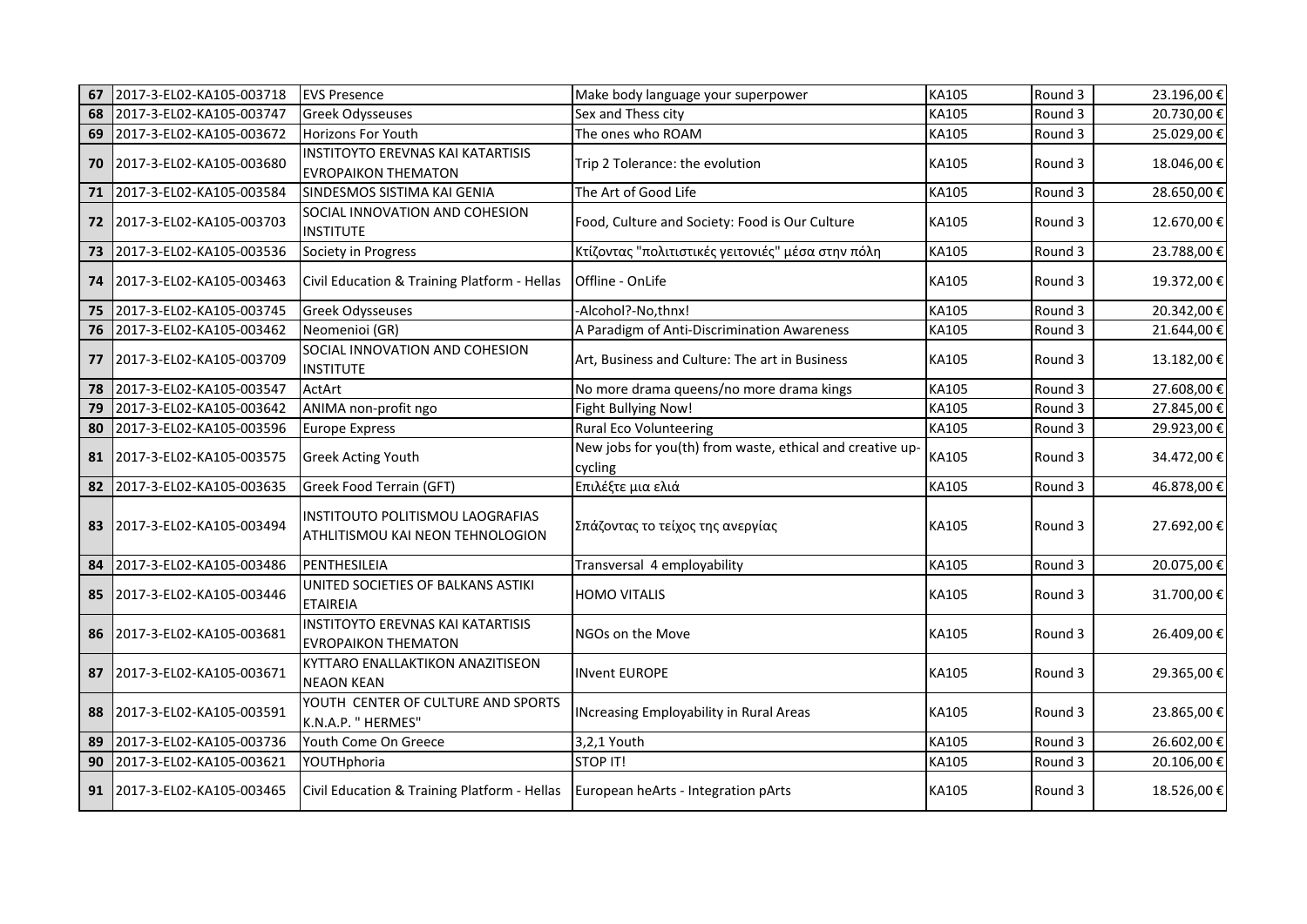| 67 | 2017-3-EL02-KA105-003718 | EVS Presence | Make body language your superpower | KA105 | Round 3 | 23.196,00 € |
|---|---|---|---|---|---|---|
| 68 | 2017-3-EL02-KA105-003747 | Greek Odysseuses | Sex and Thess city | KA105 | Round 3 | 20.730,00 € |
| 69 | 2017-3-EL02-KA105-003672 | Horizons For Youth | The ones who ROAM | KA105 | Round 3 | 25.029,00 € |
| 70 | 2017-3-EL02-KA105-003680 | INSTITOYTO EREVNAS KAI KATARTISIS EVROPAIKON THEMATON | Trip 2 Tolerance: the evolution | KA105 | Round 3 | 18.046,00 € |
| 71 | 2017-3-EL02-KA105-003584 | SINDESMOS SISTIMA KAI GENIA | The Art of Good Life | KA105 | Round 3 | 28.650,00 € |
| 72 | 2017-3-EL02-KA105-003703 | SOCIAL INNOVATION AND COHESION INSTITUTE | Food, Culture and Society: Food is Our Culture | KA105 | Round 3 | 12.670,00 € |
| 73 | 2017-3-EL02-KA105-003536 | Society in Progress | Κτίζοντας "πολιτιστικές γειτονιές" μέσα στην πόλη | KA105 | Round 3 | 23.788,00 € |
| 74 | 2017-3-EL02-KA105-003463 | Civil Education & Training Platform - Hellas | Offline - OnLife | KA105 | Round 3 | 19.372,00 € |
| 75 | 2017-3-EL02-KA105-003745 | Greek Odysseuses | -Alcohol?-No,thnx! | KA105 | Round 3 | 20.342,00 € |
| 76 | 2017-3-EL02-KA105-003462 | Neomenioi (GR) | A Paradigm of Anti-Discrimination Awareness | KA105 | Round 3 | 21.644,00 € |
| 77 | 2017-3-EL02-KA105-003709 | SOCIAL INNOVATION AND COHESION INSTITUTE | Art, Business and Culture: The art in Business | KA105 | Round 3 | 13.182,00 € |
| 78 | 2017-3-EL02-KA105-003547 | ActArt | No more drama queens/no more drama kings | KA105 | Round 3 | 27.608,00 € |
| 79 | 2017-3-EL02-KA105-003642 | ANIMA non-profit ngo | Fight Bullying Now! | KA105 | Round 3 | 27.845,00 € |
| 80 | 2017-3-EL02-KA105-003596 | Europe Express | Rural Eco Volunteering | KA105 | Round 3 | 29.923,00 € |
| 81 | 2017-3-EL02-KA105-003575 | Greek Acting Youth | New jobs for you(th) from waste, ethical and creative up-cycling | KA105 | Round 3 | 34.472,00 € |
| 82 | 2017-3-EL02-KA105-003635 | Greek Food Terrain (GFT) | Επιλέξτε μια ελιά | KA105 | Round 3 | 46.878,00 € |
| 83 | 2017-3-EL02-KA105-003494 | INSTITOUTO POLITISMOU LAOGRAFIAS ATHLITISMOU KAI NEON TEHNOLOGION | Σπάζοντας το τείχος της ανεργίας | KA105 | Round 3 | 27.692,00 € |
| 84 | 2017-3-EL02-KA105-003486 | PENTHESILEIA | Transversal 4 employability | KA105 | Round 3 | 20.075,00 € |
| 85 | 2017-3-EL02-KA105-003446 | UNITED SOCIETIES OF BALKANS ASTIKI ETAIREIA | HOMO VITALIS | KA105 | Round 3 | 31.700,00 € |
| 86 | 2017-3-EL02-KA105-003681 | INSTITOYTO EREVNAS KAI KATARTISIS EVROPAIKON THEMATON | NGOs on the Move | KA105 | Round 3 | 26.409,00 € |
| 87 | 2017-3-EL02-KA105-003671 | KYTTARO ENALLAKTIKON ANAZITISEON NEON KEAN | INvent EUROPE | KA105 | Round 3 | 29.365,00 € |
| 88 | 2017-3-EL02-KA105-003591 | YOUTH CENTER OF CULTURE AND SPORTS K.N.A.P. " HERMES" | INcreasing Employability in Rural Areas | KA105 | Round 3 | 23.865,00 € |
| 89 | 2017-3-EL02-KA105-003736 | Youth Come On Greece | 3,2,1 Youth | KA105 | Round 3 | 26.602,00 € |
| 90 | 2017-3-EL02-KA105-003621 | YOUTHphoria | STOP IT! | KA105 | Round 3 | 20.106,00 € |
| 91 | 2017-3-EL02-KA105-003465 | Civil Education & Training Platform - Hellas | European heArts - Integration pArts | KA105 | Round 3 | 18.526,00 € |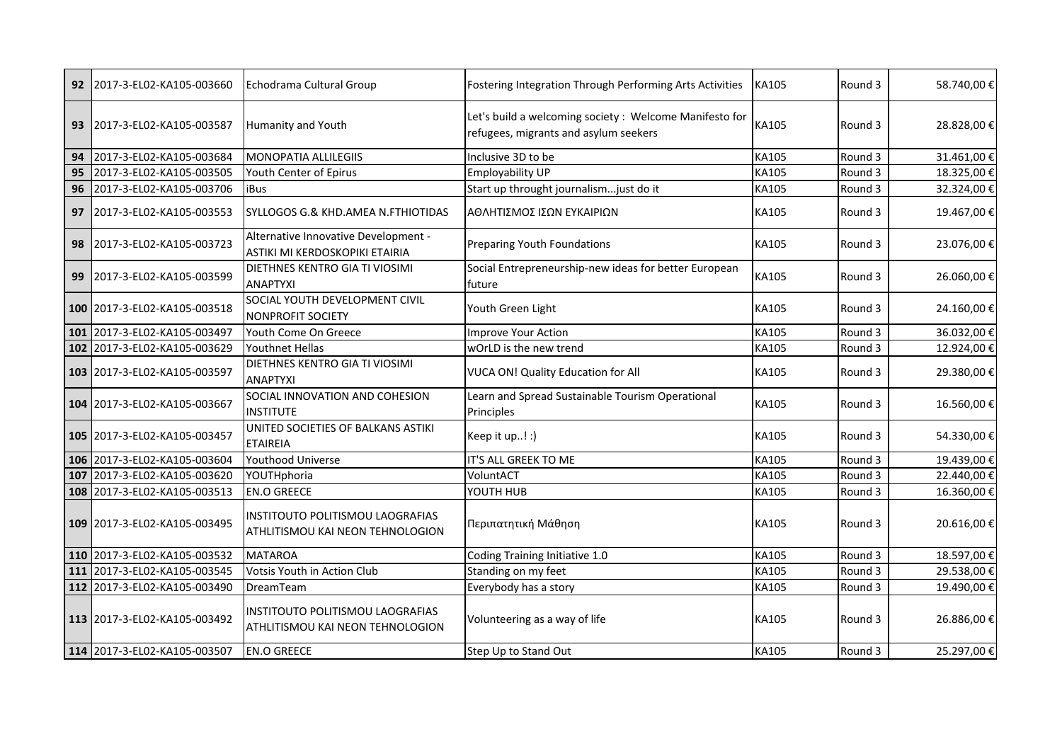| 92 | 2017-3-EL02-KA105-003660 | Echodrama Cultural Group | Fostering Integration Through Performing Arts Activities | KA105 | Round 3 | 58.740,00 € |
|---|---|---|---|---|---|---|
| 93 | 2017-3-EL02-KA105-003587 | Humanity and Youth | Let's build a welcoming society : Welcome Manifesto for refugees, migrants and asylum seekers | KA105 | Round 3 | 28.828,00 € |
| 94 | 2017-3-EL02-KA105-003684 | MONOPATIA ALLILEGIIS | Inclusive 3D to be | KA105 | Round 3 | 31.461,00 € |
| 95 | 2017-3-EL02-KA105-003505 | Youth Center of Epirus | Employability UP | KA105 | Round 3 | 18.325,00 € |
| 96 | 2017-3-EL02-KA105-003706 | iBus | Start up throught journalism...just do it | KA105 | Round 3 | 32.324,00 € |
| 97 | 2017-3-EL02-KA105-003553 | SYLLOGOS G.& KHD.AMEA N.FTHIOTIDAS | ΑΘΛΗΤΙΣΜΟΣ ΙΣΩΝ ΕΥΚΑΙΡΙΩΝ | KA105 | Round 3 | 19.467,00 € |
| 98 | 2017-3-EL02-KA105-003723 | Alternative Innovative Development - ASTIKI MI KERDOSKOPIKI ETAIRIA | Preparing Youth Foundations | KA105 | Round 3 | 23.076,00 € |
| 99 | 2017-3-EL02-KA105-003599 | DIETHNES KENTRO GIA TI VIOSIMI ANAPTYXI | Social Entrepreneurship-new ideas for better European future | KA105 | Round 3 | 26.060,00 € |
| 100 | 2017-3-EL02-KA105-003518 | SOCIAL YOUTH DEVELOPMENT CIVIL NONPROFIT SOCIETY | Youth Green Light | KA105 | Round 3 | 24.160,00 € |
| 101 | 2017-3-EL02-KA105-003497 | Youth Come On Greece | Improve Your Action | KA105 | Round 3 | 36.032,00 € |
| 102 | 2017-3-EL02-KA105-003629 | Youthnet Hellas | wOrLD is the new trend | KA105 | Round 3 | 12.924,00 € |
| 103 | 2017-3-EL02-KA105-003597 | DIETHNES KENTRO GIA TI VIOSIMI ANAPTYXI | VUCA ON! Quality Education for All | KA105 | Round 3 | 29.380,00 € |
| 104 | 2017-3-EL02-KA105-003667 | SOCIAL INNOVATION AND COHESION INSTITUTE | Learn and Spread Sustainable Tourism Operational Principles | KA105 | Round 3 | 16.560,00 € |
| 105 | 2017-3-EL02-KA105-003457 | UNITED SOCIETIES OF BALKANS ASTIKI ETAIREIA | Keep it up..! :) | KA105 | Round 3 | 54.330,00 € |
| 106 | 2017-3-EL02-KA105-003604 | Youthood Universe | IT'S ALL GREEK TO ME | KA105 | Round 3 | 19.439,00 € |
| 107 | 2017-3-EL02-KA105-003620 | YOUTHphoria | VoluntACT | KA105 | Round 3 | 22.440,00 € |
| 108 | 2017-3-EL02-KA105-003513 | EN.O GREECE | YOUTH HUB | KA105 | Round 3 | 16.360,00 € |
| 109 | 2017-3-EL02-KA105-003495 | INSTITOUTO POLITISMOU LAOGRAFIAS ATHLITISMOU KAI NEON TEHNOLOGION | Περιπατητική Μάθηση | KA105 | Round 3 | 20.616,00 € |
| 110 | 2017-3-EL02-KA105-003532 | MATAROA | Coding Training Initiative 1.0 | KA105 | Round 3 | 18.597,00 € |
| 111 | 2017-3-EL02-KA105-003545 | Votsis Youth in Action Club | Standing on my feet | KA105 | Round 3 | 29.538,00 € |
| 112 | 2017-3-EL02-KA105-003490 | DreamTeam | Everybody has a story | KA105 | Round 3 | 19.490,00 € |
| 113 | 2017-3-EL02-KA105-003492 | INSTITOUTO POLITISMOU LAOGRAFIAS ATHLITISMOU KAI NEON TEHNOLOGION | Volunteering as a way of life | KA105 | Round 3 | 26.886,00 € |
| 114 | 2017-3-EL02-KA105-003507 | EN.O GREECE | Step Up to Stand Out | KA105 | Round 3 | 25.297,00 € |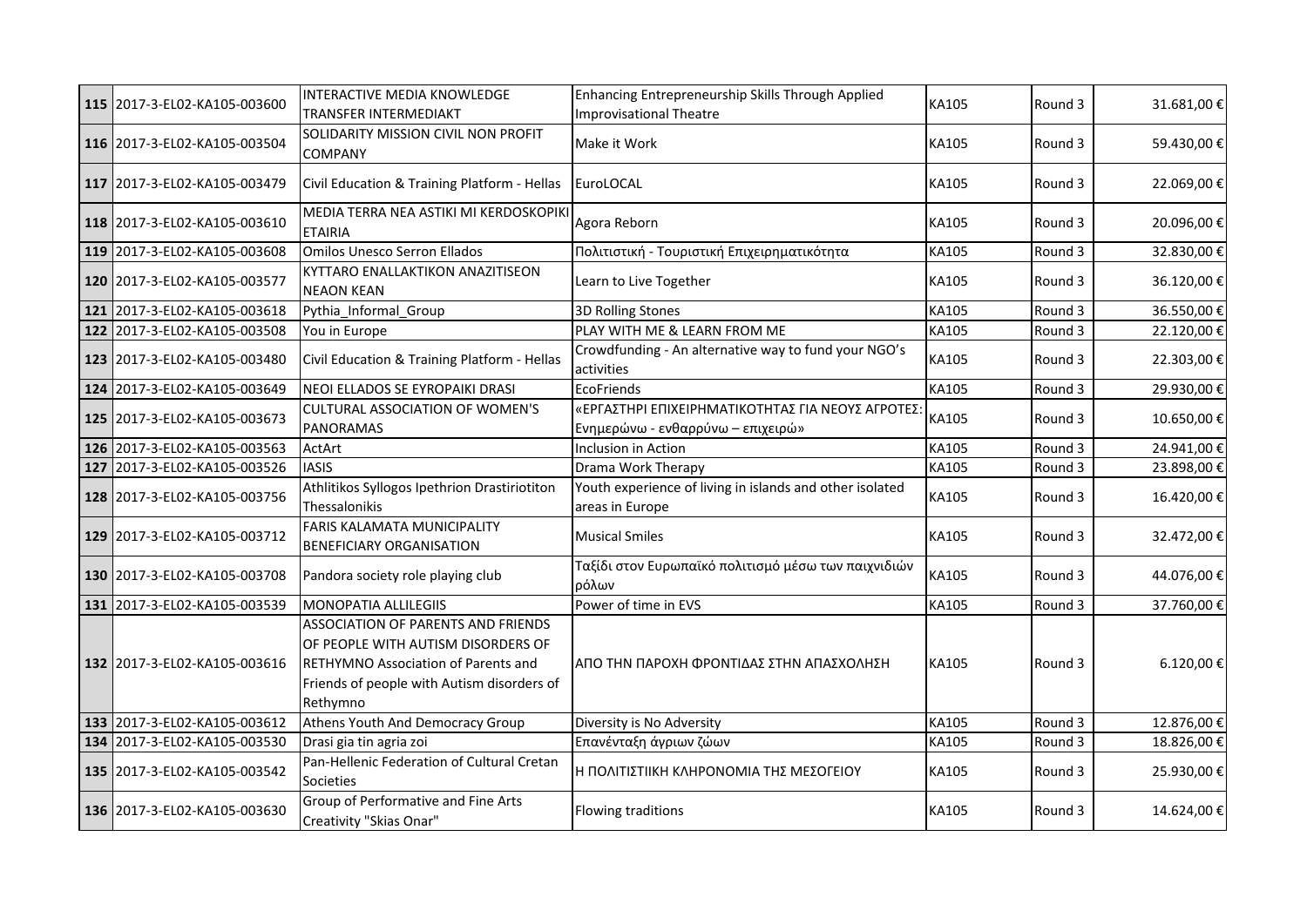| | | | | | | |
|---|---|---|---|---|---|---|
| 115 | 2017-3-EL02-KA105-003600 | INTERACTIVE MEDIA KNOWLEDGE TRANSFER INTERMEDIAKT | Enhancing Entrepreneurship Skills Through Applied Improvisational Theatre | KA105 | Round 3 | 31.681,00 € |
| 116 | 2017-3-EL02-KA105-003504 | SOLIDARITY MISSION CIVIL NON PROFIT COMPANY | Make it Work | KA105 | Round 3 | 59.430,00 € |
| 117 | 2017-3-EL02-KA105-003479 | Civil Education & Training Platform - Hellas | EuroLOCAL | KA105 | Round 3 | 22.069,00 € |
| 118 | 2017-3-EL02-KA105-003610 | MEDIA TERRA NEA ASTIKI MI KERDOSKOPIKI ETAIRIA | Agora Reborn | KA105 | Round 3 | 20.096,00 € |
| 119 | 2017-3-EL02-KA105-003608 | Omilos Unesco Serron Ellados | Πολιτιστική - Τουριστική Επιχειρηματικότητα | KA105 | Round 3 | 32.830,00 € |
| 120 | 2017-3-EL02-KA105-003577 | KYTTARO ENALLAKTIKON ANAZITISEON NEAON KEAN | Learn to Live Together | KA105 | Round 3 | 36.120,00 € |
| 121 | 2017-3-EL02-KA105-003618 | Pythia_Informal_Group | 3D Rolling Stones | KA105 | Round 3 | 36.550,00 € |
| 122 | 2017-3-EL02-KA105-003508 | You in Europe | PLAY WITH ME & LEARN FROM ME | KA105 | Round 3 | 22.120,00 € |
| 123 | 2017-3-EL02-KA105-003480 | Civil Education & Training Platform - Hellas | Crowdfunding - An alternative way to fund your NGO's activities | KA105 | Round 3 | 22.303,00 € |
| 124 | 2017-3-EL02-KA105-003649 | NEOI ELLADOS SE EYROPAIKI DRASI | EcoFriends | KA105 | Round 3 | 29.930,00 € |
| 125 | 2017-3-EL02-KA105-003673 | CULTURAL ASSOCIATION OF WOMEN'S PANORAMAS | «ΕΡΓΑΣΤΗΡΙ ΕΠΙΧΕΙΡΗΜΑΤΙΚΟΤΗΤΑΣ ΓΙΑ ΝΕΟΥΣ ΑΓΡΟΤΕΣ: Ενημερώνω - ενθαρρύνω – επιχειρώ» | KA105 | Round 3 | 10.650,00 € |
| 126 | 2017-3-EL02-KA105-003563 | ActArt | Inclusion in Action | KA105 | Round 3 | 24.941,00 € |
| 127 | 2017-3-EL02-KA105-003526 | IASIS | Drama Work Therapy | KA105 | Round 3 | 23.898,00 € |
| 128 | 2017-3-EL02-KA105-003756 | Athlitikos Syllogos Ipethrion Drastiriotiton Thessalonikis | Youth experience of living in islands and other isolated areas in Europe | KA105 | Round 3 | 16.420,00 € |
| 129 | 2017-3-EL02-KA105-003712 | FARIS KALAMATA MUNICIPALITY BENEFICIARY ORGANISATION | Musical Smiles | KA105 | Round 3 | 32.472,00 € |
| 130 | 2017-3-EL02-KA105-003708 | Pandora society role playing club | Ταξίδι στον Ευρωπαϊκό πολιτισμό μέσω των παιχνιδιών ρόλων | KA105 | Round 3 | 44.076,00 € |
| 131 | 2017-3-EL02-KA105-003539 | MONOPATIA ALLILEGIIS | Power of time in EVS | KA105 | Round 3 | 37.760,00 € |
| 132 | 2017-3-EL02-KA105-003616 | ASSOCIATION OF PARENTS AND FRIENDS OF PEOPLE WITH AUTISM DISORDERS OF RETHYMNO Association of Parents and Friends of people with Autism disorders of Rethymno | ΑΠΟ ΤΗΝ ΠΑΡΟΧΗ ΦΡΟΝΤΙΔΑΣ ΣΤΗΝ ΑΠΑΣΧΟΛΗΣΗ | KA105 | Round 3 | 6.120,00 € |
| 133 | 2017-3-EL02-KA105-003612 | Athens Youth And Democracy Group | Diversity is No Adversity | KA105 | Round 3 | 12.876,00 € |
| 134 | 2017-3-EL02-KA105-003530 | Drasi gia tin agria zoi | Επανένταξη άγριων ζώων | KA105 | Round 3 | 18.826,00 € |
| 135 | 2017-3-EL02-KA105-003542 | Pan-Hellenic Federation of Cultural Cretan Societies | Η ΠΟΛΙΤΙΣΤΙΙΚΗ ΚΛΗΡΟΝΟΜΙΑ ΤΗΣ ΜΕΣΟΓΕΙΟΥ | KA105 | Round 3 | 25.930,00 € |
| 136 | 2017-3-EL02-KA105-003630 | Group of Performative and Fine Arts Creativity "Skias Onar" | Flowing traditions | KA105 | Round 3 | 14.624,00 € |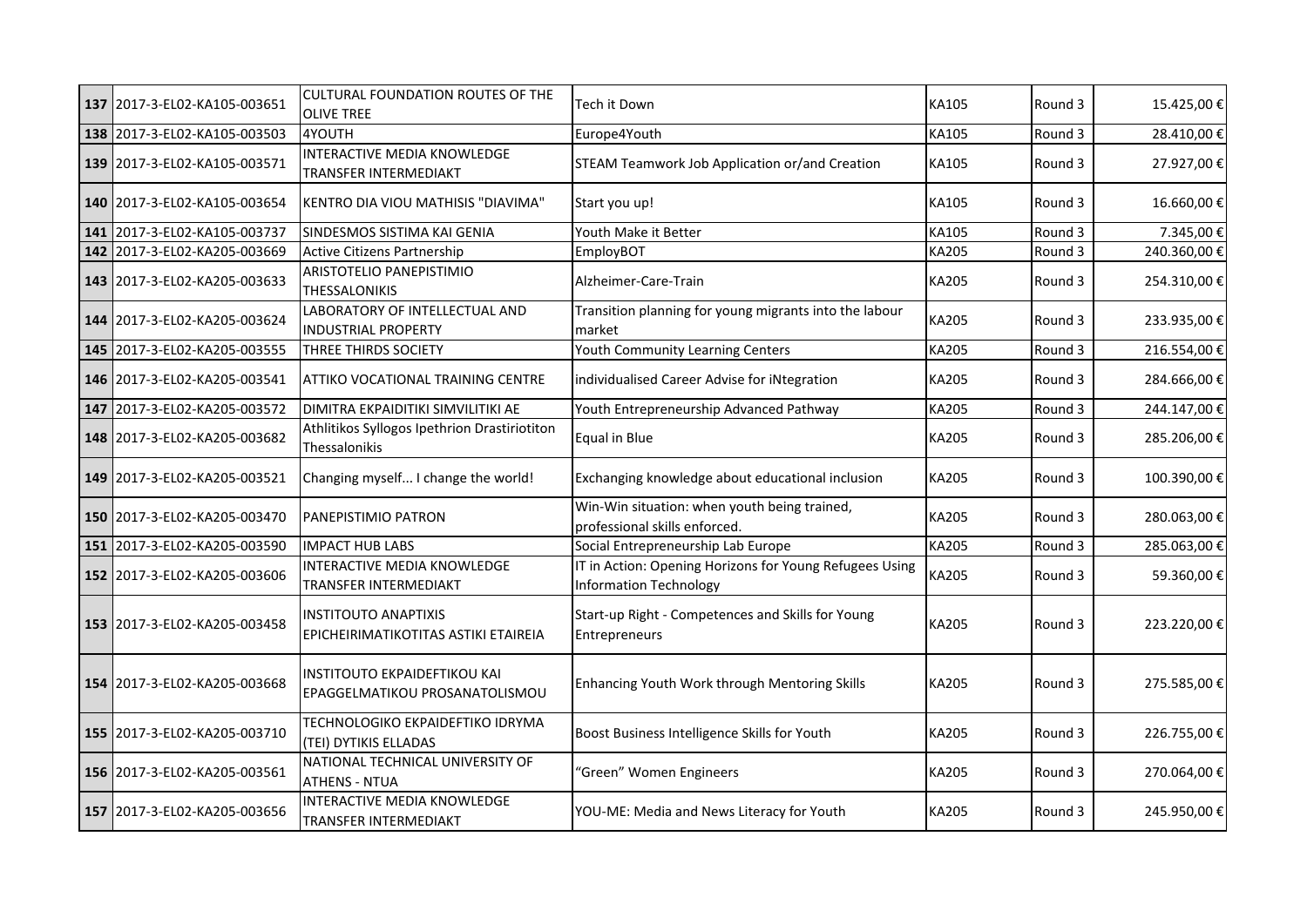| | | | | | | |
|---|---|---|---|---|---|---|
| 137 | 2017-3-EL02-KA105-003651 | CULTURAL FOUNDATION ROUTES OF THE OLIVE TREE | Tech it Down | KA105 | Round 3 | 15.425,00 € |
| 138 | 2017-3-EL02-KA105-003503 | 4YOUTH | Europe4Youth | KA105 | Round 3 | 28.410,00 € |
| 139 | 2017-3-EL02-KA105-003571 | INTERACTIVE MEDIA KNOWLEDGE TRANSFER INTERMEDIAKT | STEAM Teamwork Job Application or/and Creation | KA105 | Round 3 | 27.927,00 € |
| 140 | 2017-3-EL02-KA105-003654 | KENTRO DIA VIOU MATHISIS "DIAVIMA" | Start you up! | KA105 | Round 3 | 16.660,00 € |
| 141 | 2017-3-EL02-KA105-003737 | SINDESMOS SISTIMA KAI GENIA | Youth Make it Better | KA105 | Round 3 | 7.345,00 € |
| 142 | 2017-3-EL02-KA205-003669 | Active Citizens Partnership | EmployBOT | KA205 | Round 3 | 240.360,00 € |
| 143 | 2017-3-EL02-KA205-003633 | ARISTOTELIO PANEPISTIMIO THESSALONIKIS | Alzheimer-Care-Train | KA205 | Round 3 | 254.310,00 € |
| 144 | 2017-3-EL02-KA205-003624 | LABORATORY OF INTELLECTUAL AND INDUSTRIAL PROPERTY | Transition planning for young migrants into the labour market | KA205 | Round 3 | 233.935,00 € |
| 145 | 2017-3-EL02-KA205-003555 | THREE THIRDS SOCIETY | Youth Community Learning Centers | KA205 | Round 3 | 216.554,00 € |
| 146 | 2017-3-EL02-KA205-003541 | ATTIKO VOCATIONAL TRAINING CENTRE | individualised Career Advise for iNtegration | KA205 | Round 3 | 284.666,00 € |
| 147 | 2017-3-EL02-KA205-003572 | DIMITRA EKPAIDITIKI SIMVILITIKI AE | Youth Entrepreneurship Advanced Pathway | KA205 | Round 3 | 244.147,00 € |
| 148 | 2017-3-EL02-KA205-003682 | Athlitikos Syllogos Ipethrion Drastiriotiton Thessalonikis | Equal in Blue | KA205 | Round 3 | 285.206,00 € |
| 149 | 2017-3-EL02-KA205-003521 | Changing myself... I change the world! | Exchanging knowledge about educational inclusion | KA205 | Round 3 | 100.390,00 € |
| 150 | 2017-3-EL02-KA205-003470 | PANEPISTIMIO PATRON | Win-Win situation: when youth being trained, professional skills enforced. | KA205 | Round 3 | 280.063,00 € |
| 151 | 2017-3-EL02-KA205-003590 | IMPACT HUB LABS | Social Entrepreneurship Lab Europe | KA205 | Round 3 | 285.063,00 € |
| 152 | 2017-3-EL02-KA205-003606 | INTERACTIVE MEDIA KNOWLEDGE TRANSFER INTERMEDIAKT | IT in Action: Opening Horizons for Young Refugees Using Information Technology | KA205 | Round 3 | 59.360,00 € |
| 153 | 2017-3-EL02-KA205-003458 | INSTITOUTO ANAPTIXIS EPICHEIRIMATIKOTITAS ASTIKI ETAIREIA | Start-up Right - Competences and Skills for Young Entrepreneurs | KA205 | Round 3 | 223.220,00 € |
| 154 | 2017-3-EL02-KA205-003668 | INSTITOUTO EKPAIDEFTIKOU KAI EPAGGELMATIKOU PROSANATOLISMOU | Enhancing Youth Work through Mentoring Skills | KA205 | Round 3 | 275.585,00 € |
| 155 | 2017-3-EL02-KA205-003710 | TECHNOLOGIKO EKPAIDEFTIKO IDRYMA (TEI) DYTIKIS ELLADAS | Boost Business Intelligence Skills for Youth | KA205 | Round 3 | 226.755,00 € |
| 156 | 2017-3-EL02-KA205-003561 | NATIONAL TECHNICAL UNIVERSITY OF ATHENS - NTUA | "Green" Women Engineers | KA205 | Round 3 | 270.064,00 € |
| 157 | 2017-3-EL02-KA205-003656 | INTERACTIVE MEDIA KNOWLEDGE TRANSFER INTERMEDIAKT | YOU-ME: Media and News Literacy for Youth | KA205 | Round 3 | 245.950,00 € |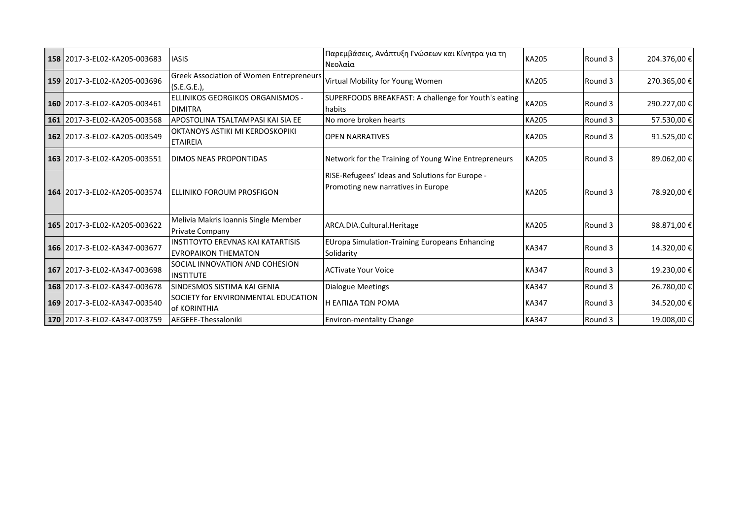| | | | | | | |
|---|---|---|---|---|---|---|
| 158 | 2017-3-EL02-KA205-003683 | IASIS | Παρεμβάσεις, Ανάπτυξη Γνώσεων και Κίνητρα για τη Νεολαία | KA205 | Round 3 | 204.376,00 € |
| 159 | 2017-3-EL02-KA205-003696 | Greek Association of Women Entrepreneurs (S.E.G.E.), | Virtual Mobility for Young Women | KA205 | Round 3 | 270.365,00 € |
| 160 | 2017-3-EL02-KA205-003461 | ELLINIKOS GEORGIKOS ORGANISMOS - DIMITRA | SUPERFOODS BREAKFAST: A challenge for Youth's eating habits | KA205 | Round 3 | 290.227,00 € |
| 161 | 2017-3-EL02-KA205-003568 | APOSTOLINA TSALTAMPASI KAI SIA EE | No more broken hearts | KA205 | Round 3 | 57.530,00 € |
| 162 | 2017-3-EL02-KA205-003549 | OKTANOYS ASTIKI MI KERDOSKOPIKI ETAIREIA | OPEN NARRATIVES | KA205 | Round 3 | 91.525,00 € |
| 163 | 2017-3-EL02-KA205-003551 | DIMOS NEAS PROPONTIDAS | Network for the Training of Young Wine Entrepreneurs | KA205 | Round 3 | 89.062,00 € |
| 164 | 2017-3-EL02-KA205-003574 | ELLINIKO FOROUM PROSFIGON | RISE-Refugees' Ideas and Solutions for Europe - Promoting new narratives in Europe | KA205 | Round 3 | 78.920,00 € |
| 165 | 2017-3-EL02-KA205-003622 | Melivia Makris Ioannis Single Member Private Company | ARCA.DIA.Cultural.Heritage | KA205 | Round 3 | 98.871,00 € |
| 166 | 2017-3-EL02-KA347-003677 | INSTITOYTO EREVNAS KAI KATARTISIS EVROPAIKON THEMATON | EUropa Simulation-Training Europeans Enhancing Solidarity | KA347 | Round 3 | 14.320,00 € |
| 167 | 2017-3-EL02-KA347-003698 | SOCIAL INNOVATION AND COHESION INSTITUTE | ACTivate Your Voice | KA347 | Round 3 | 19.230,00 € |
| 168 | 2017-3-EL02-KA347-003678 | SINDESMOS SISTIMA KAI GENIA | Dialogue Meetings | KA347 | Round 3 | 26.780,00 € |
| 169 | 2017-3-EL02-KA347-003540 | SOCIETY for ENVIRONMENTAL EDUCATION of KORINTHIA | Η ΕΛΠΙΔΑ ΤΩΝ ΡΟΜΑ | KA347 | Round 3 | 34.520,00 € |
| 170 | 2017-3-EL02-KA347-003759 | AEGEEE-Thessaloniki | Environ-mentality Change | KA347 | Round 3 | 19.008,00 € |